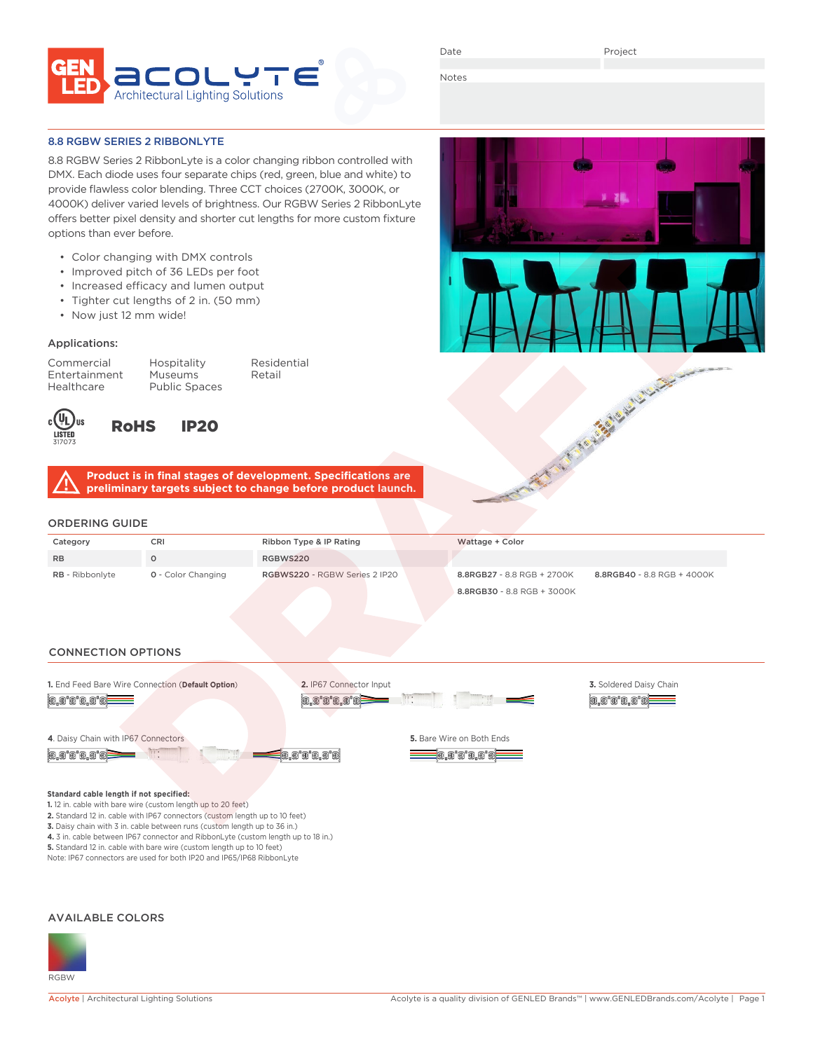GEN LED ACOLYTE® Architectural Lighting Solutions

Date | Project

Notes

## 8.8 RGBW SERIES 2 RIBBONLYTE

8.8 RGBW Series 2 RibbonLyte is a color changing ribbon controlled with DMX. Each diode uses four separate chips (red, green, blue and white) to provide flawless color blending. Three CCT choices (2700K, 3000K, or 4000K) deliver varied levels of brightness. Our RGBW Series 2 RibbonLyte offers better pixel density and shorter cut lengths for more custom fixture options than ever before.

- Color changing with DMX controls
- Improved pitch of 36 LEDs per foot
- Increased efficacy and lumen output
- Tighter cut lengths of 2 in. (50 mm)
- Now just 12 mm wide!

### Applications:

| | | |
|---|---|---|
| Commercial | Hospitality | Residential |
| Entertainment | Museums | Retail |
| Healthcare | Public Spaces | |

cULus LISTED 317073 RoHS IP20

**Product is in final stages of development. Specifications are preliminary targets subject to change before product launch.**

## ORDERING GUIDE

| Category | CRI | Ribbon Type & IP Rating | Wattage + Color | |
|---|---|---|---|---|
| RB | 0 | RGBWS220 | | |
| **RB** - Ribbonlyte | **0** - Color Changing | **RGBWS220** - RGBW Series 2 IP20 | **8.8RGB27** - 8.8 RGB + 2700K | **8.8RGB40** - 8.8 RGB + 4000K |
| | | | **8.8RGB30** - 8.8 RGB + 3000K | |

## CONNECTION OPTIONS

**1.** End Feed Bare Wire Connection (**Default Option**)

**2.** IP67 Connector Input

**3.** Soldered Daisy Chain

**4.** Daisy Chain with IP67 Connectors

**5.** Bare Wire on Both Ends

**Standard cable length if not specified:**

1. 12 in. cable with bare wire (custom length up to 20 feet)
2. Standard 12 in. cable with IP67 connectors (custom length up to 10 feet)
3. Daisy chain with 3 in. cable between runs (custom length up to 36 in.)
4. 3 in. cable between IP67 connector and RibbonLyte (custom length up to 18 in.)
5. Standard 12 in. cable with bare wire (custom length up to 10 feet)

Note: IP67 connectors are used for both IP20 and IP65/IP68 RibbonLyte

## AVAILABLE COLORS

RGBW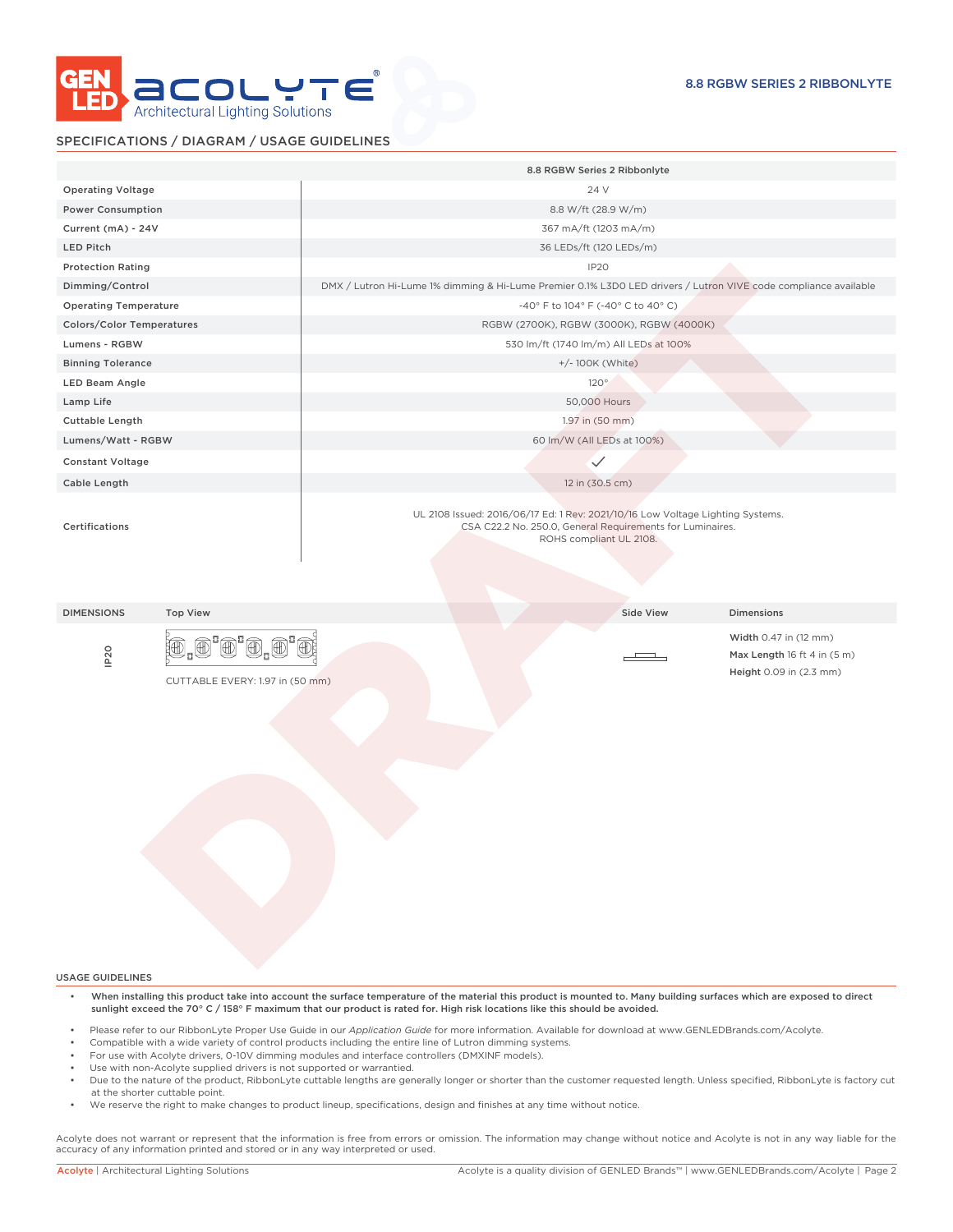## SPECIFICATIONS / DIAGRAM / USAGE GUIDELINES

| | 8.8 RGBW Series 2 Ribbonlyte |
|---|---|
| Operating Voltage | 24 V |
| Power Consumption | 8.8 W/ft (28.9 W/m) |
| Current (mA) - 24V | 367 mA/ft (1203 mA/m) |
| LED Pitch | 36 LEDs/ft (120 LEDs/m) |
| Protection Rating | IP20 |
| Dimming/Control | DMX / Lutron Hi-Lume 1% dimming & Hi-Lume Premier 0.1% L3D0 LED drivers / Lutron VIVE code compliance available |
| Operating Temperature | -40° F to 104° F (-40° C to 40° C) |
| Colors/Color Temperatures | RGBW (2700K), RGBW (3000K), RGBW (4000K) |
| Lumens - RGBW | 530 lm/ft (1740 lm/m) All LEDs at 100% |
| Binning Tolerance | +/- 100K (White) |
| LED Beam Angle | 120° |
| Lamp Life | 50,000 Hours |
| Cuttable Length | 1.97 in (50 mm) |
| Lumens/Watt - RGBW | 60 lm/W (All LEDs at 100%) |
| Constant Voltage | ✓ |
| Cable Length | 12 in (30.5 cm) |
| Certifications | UL 2108 Issued: 2016/06/17 Ed: 1 Rev: 2021/10/16 Low Voltage Lighting Systems. CSA C22.2 No. 250.0, General Requirements for Luminaires. ROHS compliant UL 2108. |

| DIMENSIONS | Top View | Side View | Dimensions |
|---|---|---|---|
| IP20 | CUTTABLE EVERY: 1.97 in (50 mm) | | **Width** 0.47 in (12 mm)<br>**Max Length** 16 ft 4 in (5 m)<br>**Height** 0.09 in (2.3 mm) |

### USAGE GUIDELINES

- **When installing this product take into account the surface temperature of the material this product is mounted to. Many building surfaces which are exposed to direct sunlight exceed the 70° C / 158° F maximum that our product is rated for. High risk locations like this should be avoided.**
- Please refer to our RibbonLyte Proper Use Guide in our *Application Guide* for more information. Available for download at www.GENLEDBrands.com/Acolyte.
- Compatible with a wide variety of control products including the entire line of Lutron dimming systems.
- For use with Acolyte drivers, 0-10V dimming modules and interface controllers (DMXINF models).
- Use with non-Acolyte supplied drivers is not supported or warrantied.
- Due to the nature of the product, RibbonLyte cuttable lengths are generally longer or shorter than the customer requested length. Unless specified, RibbonLyte is factory cut at the shorter cuttable point.
- We reserve the right to make changes to product lineup, specifications, design and finishes at any time without notice.

Acolyte does not warrant or represent that the information is free from errors or omission. The information may change without notice and Acolyte is not in any way liable for the accuracy of any information printed and stored or in any way interpreted or used.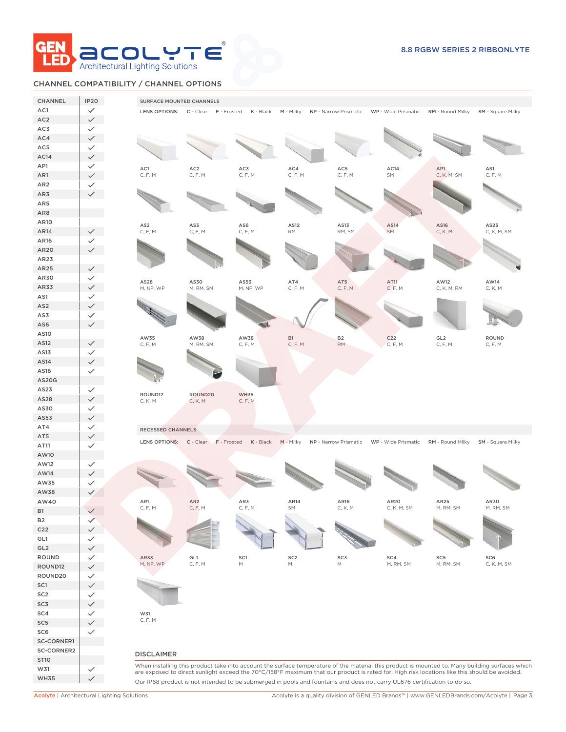## CHANNEL COMPATIBILITY / CHANNEL OPTIONS

| CHANNEL | IP20 |
|---|---|
| AC1 | ✓ |
| AC2 | ✓ |
| AC3 | ✓ |
| AC4 | ✓ |
| AC5 | ✓ |
| AC14 | ✓ |
| AP1 | ✓ |
| AR1 | ✓ |
| AR2 | ✓ |
| AR3 | ✓ |
| AR5 | |
| AR8 | |
| AR10 | |
| AR14 | ✓ |
| AR16 | ✓ |
| AR20 | ✓ |
| AR23 | |
| AR25 | ✓ |
| AR30 | ✓ |
| AR33 | ✓ |
| AS1 | ✓ |
| AS2 | ✓ |
| AS3 | ✓ |
| AS6 | ✓ |
| AS10 | |
| AS12 | ✓ |
| AS13 | ✓ |
| AS14 | ✓ |
| AS16 | ✓ |
| AS20G | |
| AS23 | ✓ |
| AS28 | ✓ |
| AS30 | ✓ |
| AS53 | ✓ |
| AT4 | ✓ |
| AT5 | ✓ |
| AT11 | ✓ |
| AW10 | |
| AW12 | ✓ |
| AW14 | ✓ |
| AW35 | ✓ |
| AW38 | ✓ |
| AW40 | |
| B1 | ✓ |
| B2 | ✓ |
| C22 | ✓ |
| GL1 | ✓ |
| GL2 | ✓ |
| ROUND | ✓ |
| ROUND12 | ✓ |
| ROUND20 | ✓ |
| SC1 | ✓ |
| SC2 | ✓ |
| SC3 | ✓ |
| SC4 | ✓ |
| SC5 | ✓ |
| SC6 | ✓ |
| SC-CORNER1 | |
| SC-CORNER2 | |
| ST10 | |
| W31 | ✓ |
| WH35 | ✓ |

### SURFACE MOUNTED CHANNELS

LENS OPTIONS: C - Clear F - Frosted K - Black M - Milky NP - Narrow Prismatic WP - Wide Prismatic RM - Round Milky SM - Square Milky

| Channel | Lens Options |
|---|---|
| AC1 | C, F, M |
| AC2 | C, F, M |
| AC3 | C, F, M |
| AC4 | C, F, M |
| AC5 | C, F, M |
| AC14 | SM |
| AP1 | C, K, M, SM |
| AS1 | C, F, M |
| AS2 | C, F, M |
| AS3 | C, F, M |
| AS6 | C, F, M |
| AS12 | RM |
| AS13 | RM, SM |
| AS14 | SM |
| AS16 | C, K, M |
| AS23 | C, K, M, SM |
| AS28 | M, NP, WP |
| AS30 | M, RM, SM |
| AS53 | M, NP, WP |
| AT4 | C, F, M |
| AT5 | C, F, M |
| AT11 | C, F, M |
| AW12 | C, K, M, RM |
| AW14 | C, K, M |
| AW35 | C, F, M |
| AW38 | M, RM, SM |
| AW38 | C, F, M |
| B1 | C, F, M |
| B2 | RM |
| C22 | C, F, M |
| GL2 | C, F, M |
| ROUND | C, F, M |
| ROUND12 | C, K, M |
| ROUND20 | C, K, M |
| WH35 | C, F, M |

### RECESSED CHANNELS

LENS OPTIONS: C - Clear F - Frosted K - Black M - Milky NP - Narrow Prismatic WP - Wide Prismatic RM - Round Milky SM - Square Milky

| Channel | Lens Options |
|---|---|
| AR1 | C, F, M |
| AR2 | C, F, M |
| AR3 | C, F, M |
| AR14 | SM |
| AR16 | C, K, M |
| AR20 | C, K, M, SM |
| AR25 | M, RM, SM |
| AR30 | M, RM, SM |
| AR33 | M, NP, WP |
| GL1 | C, F, M |
| SC1 | M |
| SC2 | M |
| SC3 | M |
| SC4 | M, RM, SM |
| SC5 | M, RM, SM |
| SC6 | C, K, M, SM |
| W31 | C, F, M |

### DISCLAIMER

When installing this product take into account the surface temperature of the material this product is mounted to. Many building surfaces which are exposed to direct sunlight exceed the 70°C/158°F maximum that our product is rated for. High risk locations like this should be avoided.

Our IP68 product is not intended to be submerged in pools and fountains and does not carry UL676 certification to do so.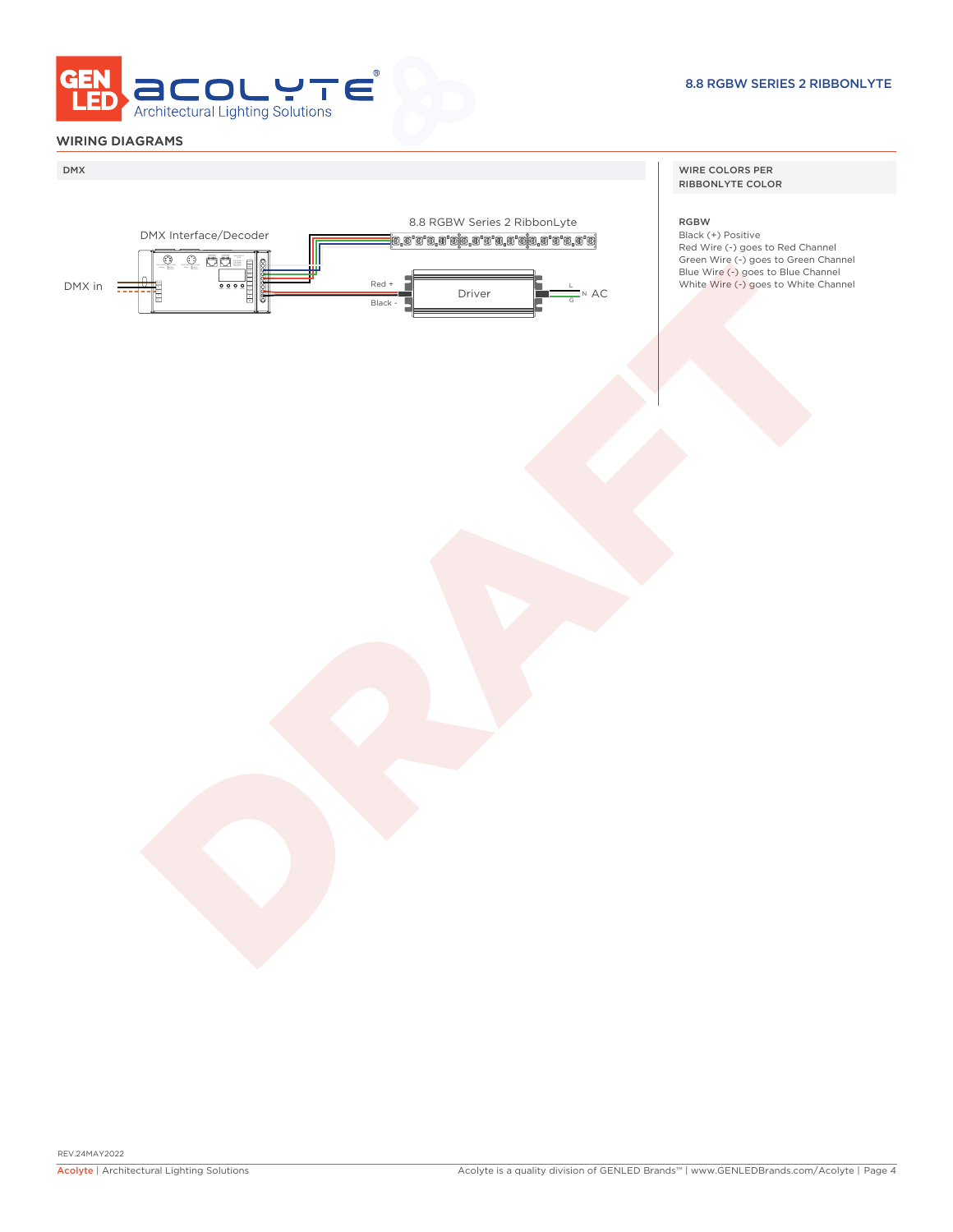## WIRING DIAGRAMS

### DMX

8.8 RGBW Series 2 RibbonLyte

DMX Interface/Decoder

DMX in

Red +

Black -

Driver

L

N AC

G

### WIRE COLORS PER RIBBONLYTE COLOR

**RGBW**

Black (+) Positive
Red Wire (-) goes to Red Channel
Green Wire (-) goes to Green Channel
Blue Wire (-) goes to Blue Channel
White Wire (-) goes to White Channel

DRAFT

REV.24MAY2022